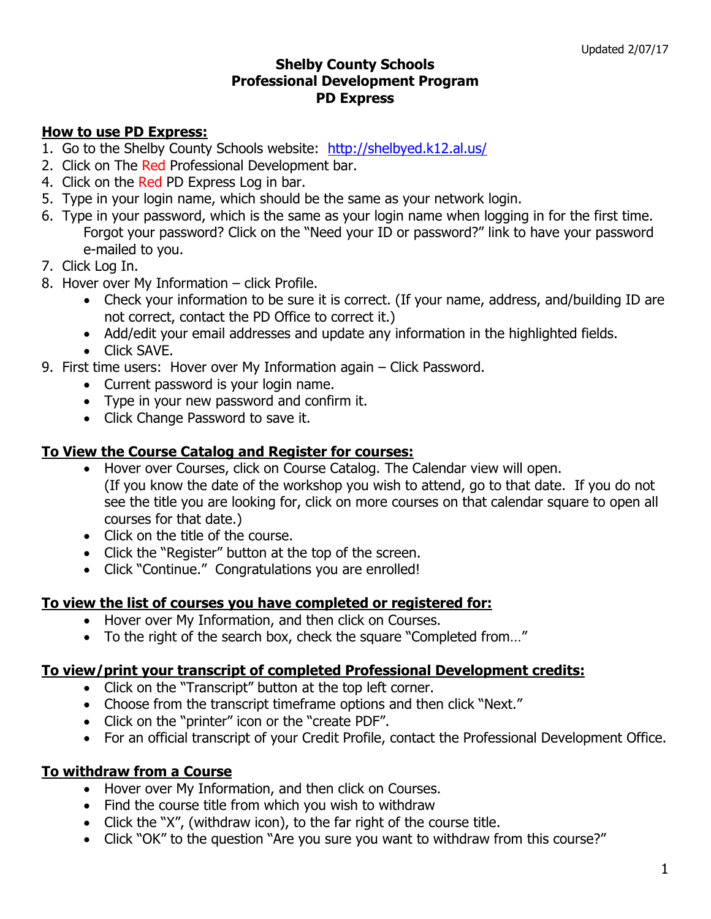Updated 2/07/17

**Shelby County Schools**
**Professional Development Program**
**PD Express**

## How to use PD Express:

1. Go to the Shelby County Schools website: http://shelbyed.k12.al.us/
2. Click on The Red Professional Development bar.
4. Click on the Red PD Express Log in bar.
5. Type in your login name, which should be the same as your network login.
6. Type in your password, which is the same as your login name when logging in for the first time. Forgot your password? Click on the "Need your ID or password?" link to have your password e-mailed to you.
7. Click Log In.
8. Hover over My Information – click Profile.
   - Check your information to be sure it is correct. (If your name, address, and/building ID are not correct, contact the PD Office to correct it.)
   - Add/edit your email addresses and update any information in the highlighted fields.
   - Click SAVE.
9. First time users: Hover over My Information again – Click Password.
   - Current password is your login name.
   - Type in your new password and confirm it.
   - Click Change Password to save it.

## To View the Course Catalog and Register for courses:

- Hover over Courses, click on Course Catalog. The Calendar view will open. (If you know the date of the workshop you wish to attend, go to that date. If you do not see the title you are looking for, click on more courses on that calendar square to open all courses for that date.)
- Click on the title of the course.
- Click the "Register" button at the top of the screen.
- Click "Continue." Congratulations you are enrolled!

## To view the list of courses you have completed or registered for:

- Hover over My Information, and then click on Courses.
- To the right of the search box, check the square "Completed from…"

## To view/print your transcript of completed Professional Development credits:

- Click on the "Transcript" button at the top left corner.
- Choose from the transcript timeframe options and then click "Next."
- Click on the "printer" icon or the "create PDF".
- For an official transcript of your Credit Profile, contact the Professional Development Office.

## To withdraw from a Course

- Hover over My Information, and then click on Courses.
- Find the course title from which you wish to withdraw
- Click the "X", (withdraw icon), to the far right of the course title.
- Click "OK" to the question "Are you sure you want to withdraw from this course?"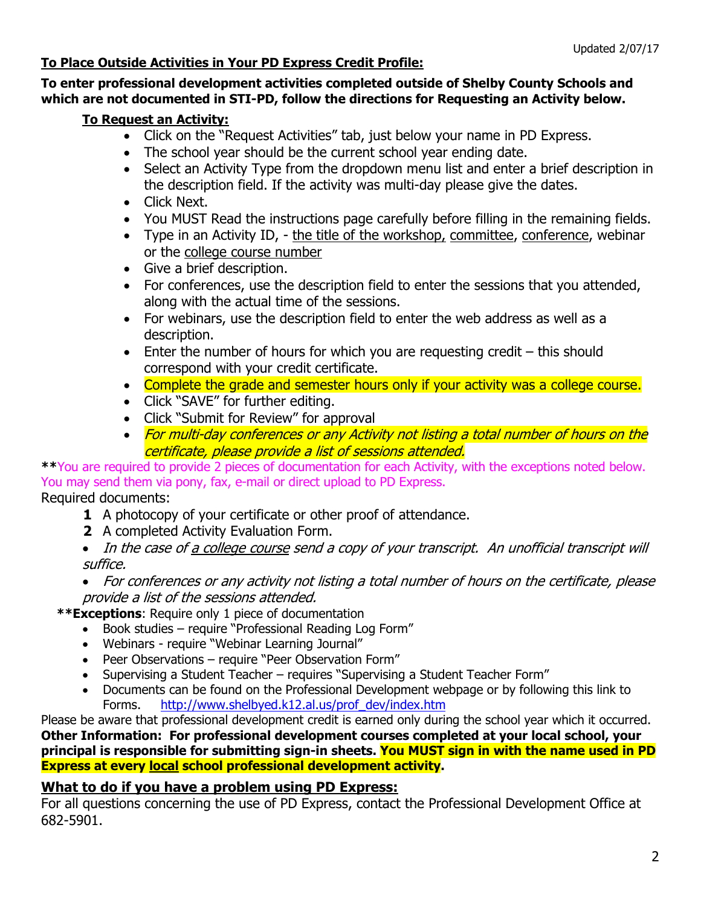Updated 2/07/17

**To Place Outside Activities in Your PD Express Credit Profile:**

**To enter professional development activities completed outside of Shelby County Schools and which are not documented in STI-PD, follow the directions for Requesting an Activity below.**

**To Request an Activity:**

- Click on the "Request Activities" tab, just below your name in PD Express.
- The school year should be the current school year ending date.
- Select an Activity Type from the dropdown menu list and enter a brief description in the description field. If the activity was multi-day please give the dates.
- Click Next.
- You MUST Read the instructions page carefully before filling in the remaining fields.
- Type in an Activity ID, - the title of the workshop, committee, conference, webinar or the college course number
- Give a brief description.
- For conferences, use the description field to enter the sessions that you attended, along with the actual time of the sessions.
- For webinars, use the description field to enter the web address as well as a description.
- Enter the number of hours for which you are requesting credit – this should correspond with your credit certificate.
- Complete the grade and semester hours only if your activity was a college course.
- Click "SAVE" for further editing.
- Click "Submit for Review" for approval
- *For multi-day conferences or any Activity not listing a total number of hours on the certificate, please provide a list of sessions attended.*

**\*\***You are required to provide 2 pieces of documentation for each Activity, with the exceptions noted below. You may send them via pony, fax, e-mail or direct upload to PD Express.

Required documents:

**1** A photocopy of your certificate or other proof of attendance.

**2** A completed Activity Evaluation Form.

- *In the case of a college course send a copy of your transcript. An unofficial transcript will suffice.*
- *For conferences or any activity not listing a total number of hours on the certificate, please provide a list of the sessions attended.*

**\*\*Exceptions**: Require only 1 piece of documentation

- Book studies – require "Professional Reading Log Form"
- Webinars - require "Webinar Learning Journal"
- Peer Observations – require "Peer Observation Form"
- Supervising a Student Teacher – requires "Supervising a Student Teacher Form"
- Documents can be found on the Professional Development webpage or by following this link to Forms. http://www.shelbyed.k12.al.us/prof_dev/index.htm

Please be aware that professional development credit is earned only during the school year which it occurred.

**Other Information: For professional development courses completed at your local school, your principal is responsible for submitting sign-in sheets. You MUST sign in with the name used in PD Express at every local school professional development activity.**

**What to do if you have a problem using PD Express:**

For all questions concerning the use of PD Express, contact the Professional Development Office at 682-5901.